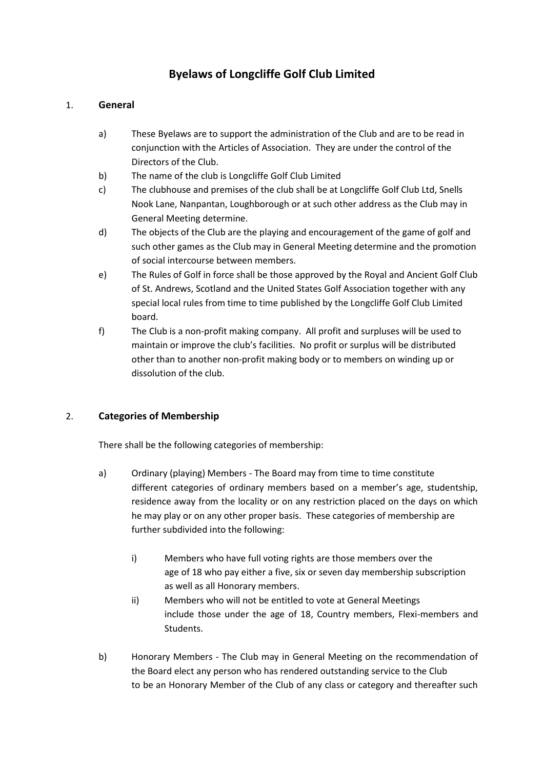# Byelaws of Longcliffe Golf Club Limited

## 1. General

a) These Byelaws are to support the administration of the Club and are to be read in conjunction with the Articles of Association. They are under the control of the Directors of the Club.

b) The name of the club is Longcliffe Golf Club Limited

c) The clubhouse and premises of the club shall be at Longcliffe Golf Club Ltd, Snells Nook Lane, Nanpantan, Loughborough or at such other address as the Club may in General Meeting determine.

d) The objects of the Club are the playing and encouragement of the game of golf and such other games as the Club may in General Meeting determine and the promotion of social intercourse between members.

e) The Rules of Golf in force shall be those approved by the Royal and Ancient Golf Club of St. Andrews, Scotland and the United States Golf Association together with any special local rules from time to time published by the Longcliffe Golf Club Limited board.

f) The Club is a non-profit making company. All profit and surpluses will be used to maintain or improve the club's facilities. No profit or surplus will be distributed other than to another non-profit making body or to members on winding up or dissolution of the club.

## 2. Categories of Membership

There shall be the following categories of membership:

a) Ordinary (playing) Members - The Board may from time to time constitute different categories of ordinary members based on a member's age, studentship, residence away from the locality or on any restriction placed on the days on which he may play or on any other proper basis. These categories of membership are further subdivided into the following:

   i) Members who have full voting rights are those members over the age of 18 who pay either a five, six or seven day membership subscription as well as all Honorary members.

   ii) Members who will not be entitled to vote at General Meetings include those under the age of 18, Country members, Flexi-members and Students.

b) Honorary Members - The Club may in General Meeting on the recommendation of the Board elect any person who has rendered outstanding service to the Club to be an Honorary Member of the Club of any class or category and thereafter such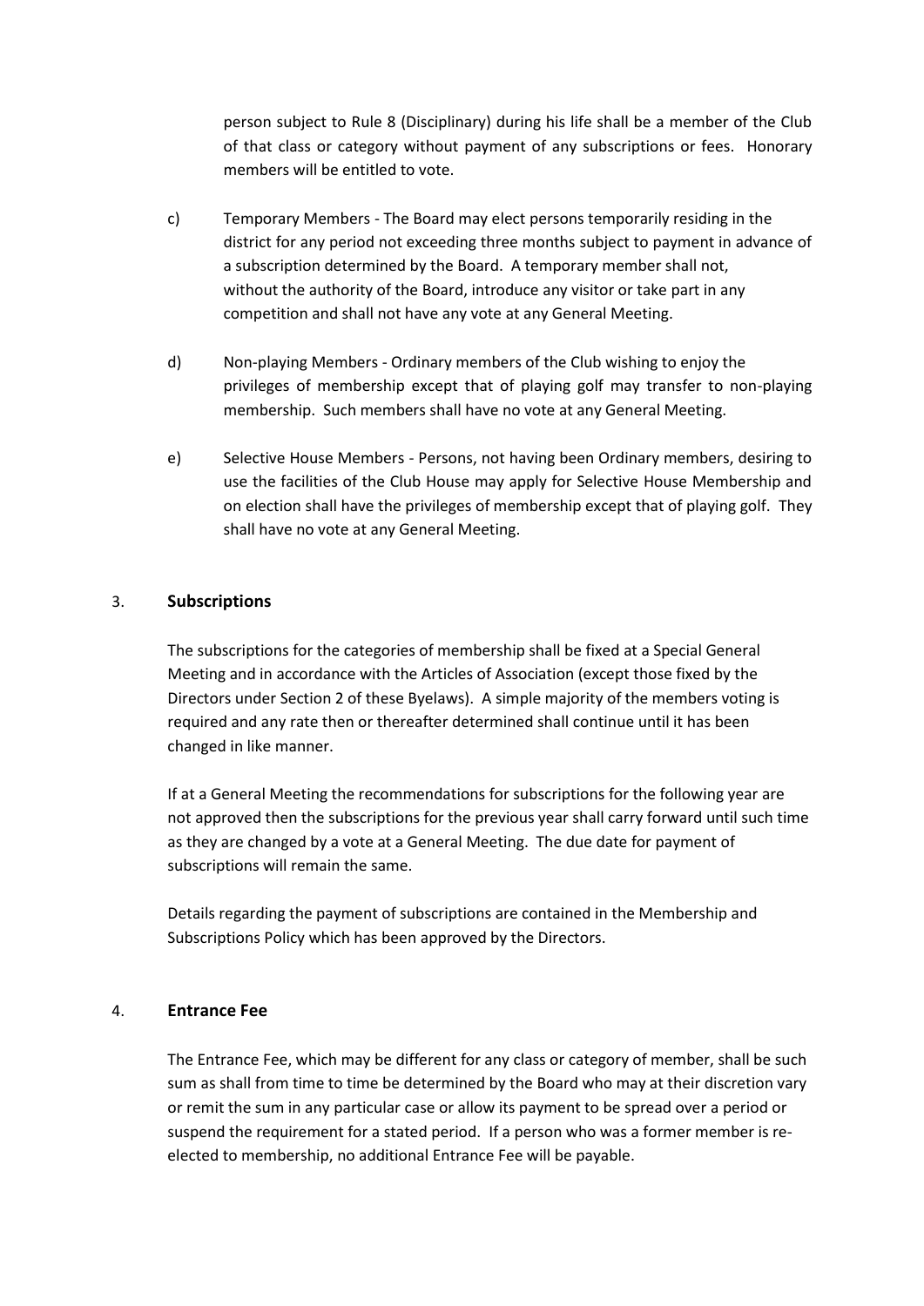person subject to Rule 8 (Disciplinary) during his life shall be a member of the Club of that class or category without payment of any subscriptions or fees. Honorary members will be entitled to vote.

c) Temporary Members - The Board may elect persons temporarily residing in the district for any period not exceeding three months subject to payment in advance of a subscription determined by the Board. A temporary member shall not, without the authority of the Board, introduce any visitor or take part in any competition and shall not have any vote at any General Meeting.

d) Non-playing Members - Ordinary members of the Club wishing to enjoy the privileges of membership except that of playing golf may transfer to non-playing membership. Such members shall have no vote at any General Meeting.

e) Selective House Members - Persons, not having been Ordinary members, desiring to use the facilities of the Club House may apply for Selective House Membership and on election shall have the privileges of membership except that of playing golf. They shall have no vote at any General Meeting.

## 3. Subscriptions

The subscriptions for the categories of membership shall be fixed at a Special General Meeting and in accordance with the Articles of Association (except those fixed by the Directors under Section 2 of these Byelaws). A simple majority of the members voting is required and any rate then or thereafter determined shall continue until it has been changed in like manner.

If at a General Meeting the recommendations for subscriptions for the following year are not approved then the subscriptions for the previous year shall carry forward until such time as they are changed by a vote at a General Meeting. The due date for payment of subscriptions will remain the same.

Details regarding the payment of subscriptions are contained in the Membership and Subscriptions Policy which has been approved by the Directors.

## 4. Entrance Fee

The Entrance Fee, which may be different for any class or category of member, shall be such sum as shall from time to time be determined by the Board who may at their discretion vary or remit the sum in any particular case or allow its payment to be spread over a period or suspend the requirement for a stated period. If a person who was a former member is re-elected to membership, no additional Entrance Fee will be payable.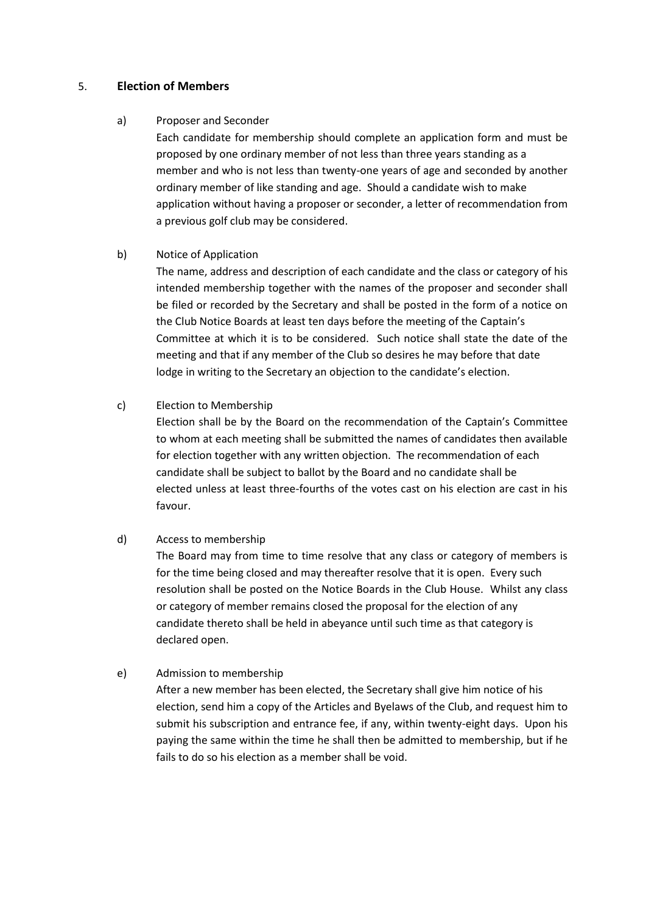## 5. **Election of Members**

a) Proposer and Seconder

Each candidate for membership should complete an application form and must be proposed by one ordinary member of not less than three years standing as a member and who is not less than twenty-one years of age and seconded by another ordinary member of like standing and age. Should a candidate wish to make application without having a proposer or seconder, a letter of recommendation from a previous golf club may be considered.

b) Notice of Application

The name, address and description of each candidate and the class or category of his intended membership together with the names of the proposer and seconder shall be filed or recorded by the Secretary and shall be posted in the form of a notice on the Club Notice Boards at least ten days before the meeting of the Captain's Committee at which it is to be considered. Such notice shall state the date of the meeting and that if any member of the Club so desires he may before that date lodge in writing to the Secretary an objection to the candidate's election.

c) Election to Membership

Election shall be by the Board on the recommendation of the Captain's Committee to whom at each meeting shall be submitted the names of candidates then available for election together with any written objection. The recommendation of each candidate shall be subject to ballot by the Board and no candidate shall be elected unless at least three-fourths of the votes cast on his election are cast in his favour.

d) Access to membership

The Board may from time to time resolve that any class or category of members is for the time being closed and may thereafter resolve that it is open. Every such resolution shall be posted on the Notice Boards in the Club House. Whilst any class or category of member remains closed the proposal for the election of any candidate thereto shall be held in abeyance until such time as that category is declared open.

e) Admission to membership

After a new member has been elected, the Secretary shall give him notice of his election, send him a copy of the Articles and Byelaws of the Club, and request him to submit his subscription and entrance fee, if any, within twenty-eight days. Upon his paying the same within the time he shall then be admitted to membership, but if he fails to do so his election as a member shall be void.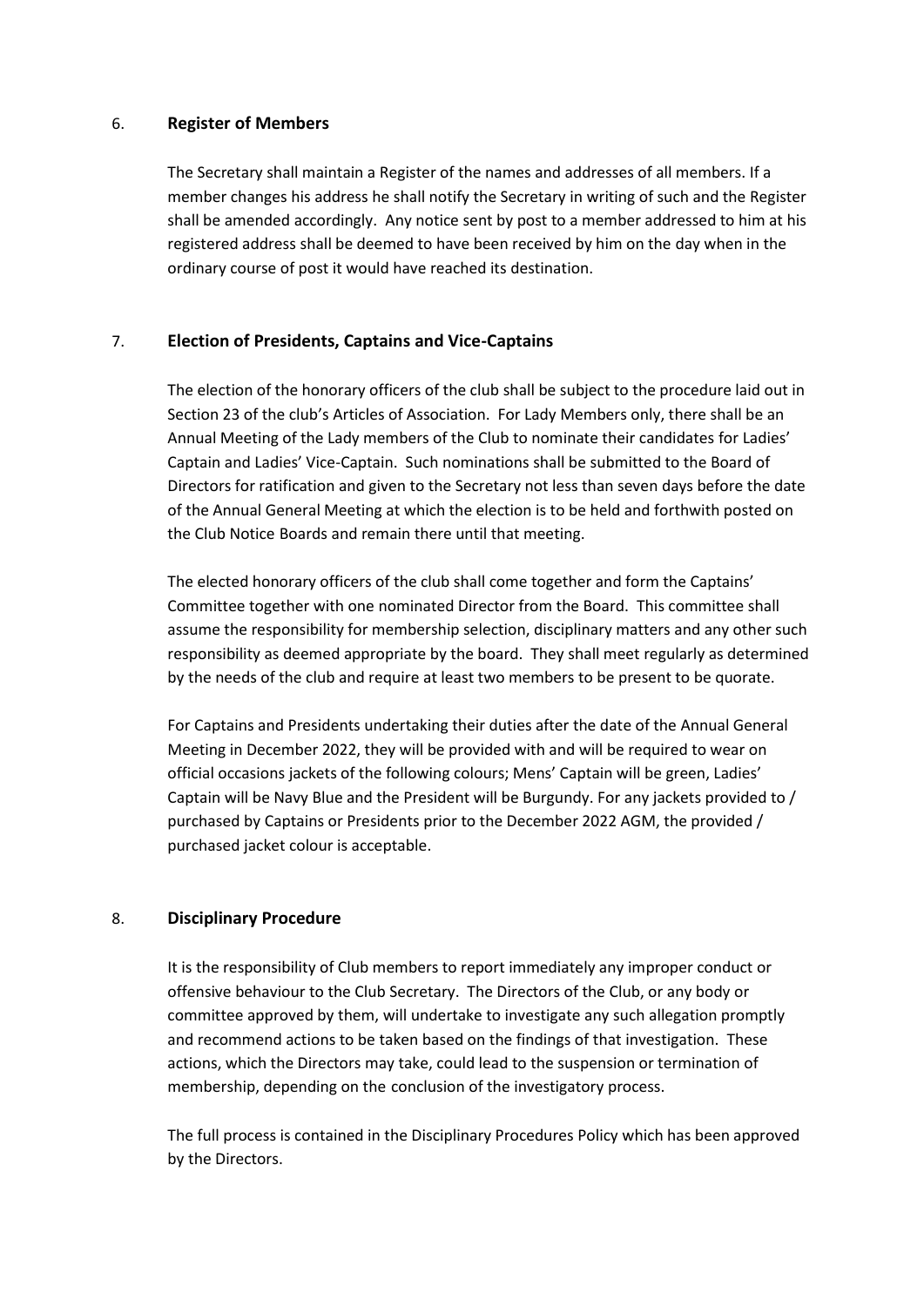## 6. **Register of Members**

The Secretary shall maintain a Register of the names and addresses of all members. If a member changes his address he shall notify the Secretary in writing of such and the Register shall be amended accordingly. Any notice sent by post to a member addressed to him at his registered address shall be deemed to have been received by him on the day when in the ordinary course of post it would have reached its destination.

## 7. **Election of Presidents, Captains and Vice-Captains**

The election of the honorary officers of the club shall be subject to the procedure laid out in Section 23 of the club's Articles of Association. For Lady Members only, there shall be an Annual Meeting of the Lady members of the Club to nominate their candidates for Ladies' Captain and Ladies' Vice-Captain. Such nominations shall be submitted to the Board of Directors for ratification and given to the Secretary not less than seven days before the date of the Annual General Meeting at which the election is to be held and forthwith posted on the Club Notice Boards and remain there until that meeting.

The elected honorary officers of the club shall come together and form the Captains' Committee together with one nominated Director from the Board. This committee shall assume the responsibility for membership selection, disciplinary matters and any other such responsibility as deemed appropriate by the board. They shall meet regularly as determined by the needs of the club and require at least two members to be present to be quorate.

For Captains and Presidents undertaking their duties after the date of the Annual General Meeting in December 2022, they will be provided with and will be required to wear on official occasions jackets of the following colours; Mens' Captain will be green, Ladies' Captain will be Navy Blue and the President will be Burgundy. For any jackets provided to / purchased by Captains or Presidents prior to the December 2022 AGM, the provided / purchased jacket colour is acceptable.

## 8. **Disciplinary Procedure**

It is the responsibility of Club members to report immediately any improper conduct or offensive behaviour to the Club Secretary. The Directors of the Club, or any body or committee approved by them, will undertake to investigate any such allegation promptly and recommend actions to be taken based on the findings of that investigation. These actions, which the Directors may take, could lead to the suspension or termination of membership, depending on the conclusion of the investigatory process.

The full process is contained in the Disciplinary Procedures Policy which has been approved by the Directors.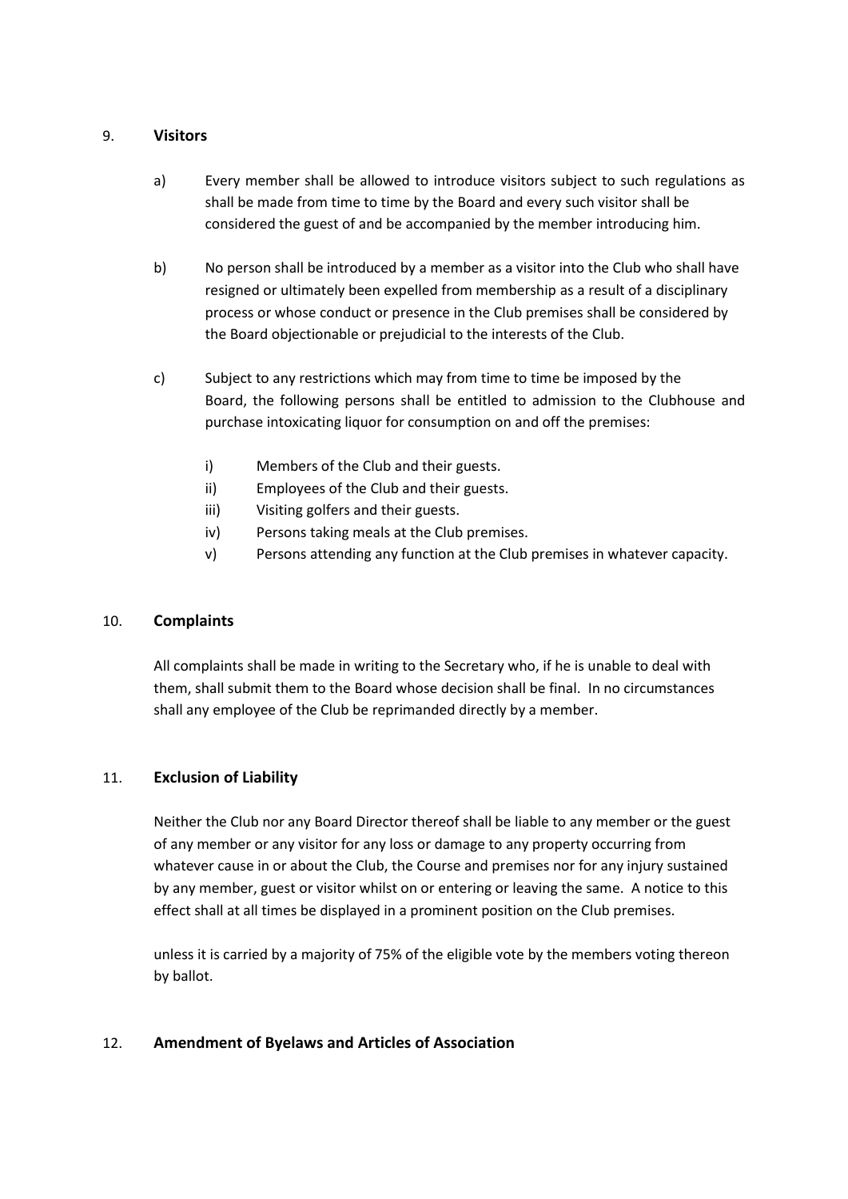## 9. **Visitors**

a) Every member shall be allowed to introduce visitors subject to such regulations as shall be made from time to time by the Board and every such visitor shall be considered the guest of and be accompanied by the member introducing him.

b) No person shall be introduced by a member as a visitor into the Club who shall have resigned or ultimately been expelled from membership as a result of a disciplinary process or whose conduct or presence in the Club premises shall be considered by the Board objectionable or prejudicial to the interests of the Club.

c) Subject to any restrictions which may from time to time be imposed by the Board, the following persons shall be entitled to admission to the Clubhouse and purchase intoxicating liquor for consumption on and off the premises:

   i) Members of the Club and their guests.
   ii) Employees of the Club and their guests.
   iii) Visiting golfers and their guests.
   iv) Persons taking meals at the Club premises.
   v) Persons attending any function at the Club premises in whatever capacity.

## 10. **Complaints**

All complaints shall be made in writing to the Secretary who, if he is unable to deal with them, shall submit them to the Board whose decision shall be final. In no circumstances shall any employee of the Club be reprimanded directly by a member.

## 11. **Exclusion of Liability**

Neither the Club nor any Board Director thereof shall be liable to any member or the guest of any member or any visitor for any loss or damage to any property occurring from whatever cause in or about the Club, the Course and premises nor for any injury sustained by any member, guest or visitor whilst on or entering or leaving the same. A notice to this effect shall at all times be displayed in a prominent position on the Club premises.

unless it is carried by a majority of 75% of the eligible vote by the members voting thereon by ballot.

## 12. **Amendment of Byelaws and Articles of Association**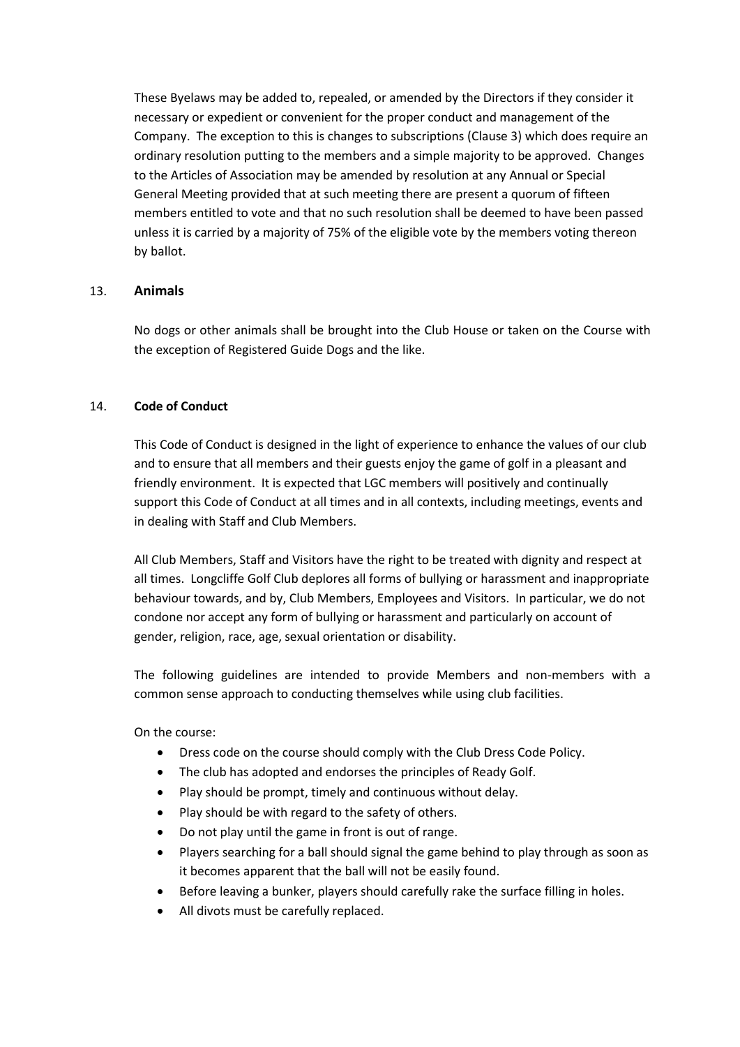These Byelaws may be added to, repealed, or amended by the Directors if they consider it necessary or expedient or convenient for the proper conduct and management of the Company. The exception to this is changes to subscriptions (Clause 3) which does require an ordinary resolution putting to the members and a simple majority to be approved. Changes to the Articles of Association may be amended by resolution at any Annual or Special General Meeting provided that at such meeting there are present a quorum of fifteen members entitled to vote and that no such resolution shall be deemed to have been passed unless it is carried by a majority of 75% of the eligible vote by the members voting thereon by ballot.

## 13. Animals

No dogs or other animals shall be brought into the Club House or taken on the Course with the exception of Registered Guide Dogs and the like.

## 14. Code of Conduct

This Code of Conduct is designed in the light of experience to enhance the values of our club and to ensure that all members and their guests enjoy the game of golf in a pleasant and friendly environment. It is expected that LGC members will positively and continually support this Code of Conduct at all times and in all contexts, including meetings, events and in dealing with Staff and Club Members.

All Club Members, Staff and Visitors have the right to be treated with dignity and respect at all times. Longcliffe Golf Club deplores all forms of bullying or harassment and inappropriate behaviour towards, and by, Club Members, Employees and Visitors. In particular, we do not condone nor accept any form of bullying or harassment and particularly on account of gender, religion, race, age, sexual orientation or disability.

The following guidelines are intended to provide Members and non-members with a common sense approach to conducting themselves while using club facilities.

On the course:

- Dress code on the course should comply with the Club Dress Code Policy.
- The club has adopted and endorses the principles of Ready Golf.
- Play should be prompt, timely and continuous without delay.
- Play should be with regard to the safety of others.
- Do not play until the game in front is out of range.
- Players searching for a ball should signal the game behind to play through as soon as it becomes apparent that the ball will not be easily found.
- Before leaving a bunker, players should carefully rake the surface filling in holes.
- All divots must be carefully replaced.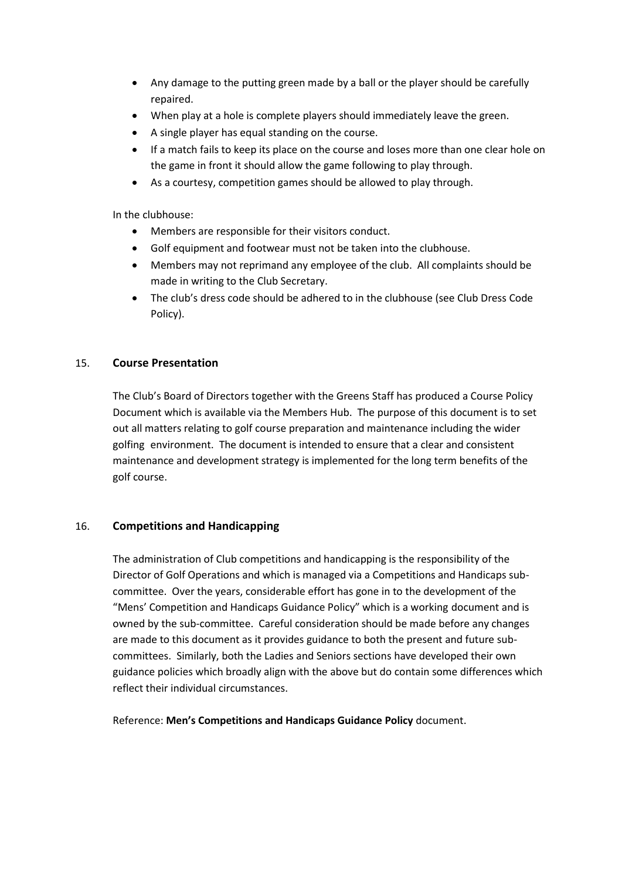- Any damage to the putting green made by a ball or the player should be carefully repaired.
- When play at a hole is complete players should immediately leave the green.
- A single player has equal standing on the course.
- If a match fails to keep its place on the course and loses more than one clear hole on the game in front it should allow the game following to play through.
- As a courtesy, competition games should be allowed to play through.

In the clubhouse:

- Members are responsible for their visitors conduct.
- Golf equipment and footwear must not be taken into the clubhouse.
- Members may not reprimand any employee of the club. All complaints should be made in writing to the Club Secretary.
- The club's dress code should be adhered to in the clubhouse (see Club Dress Code Policy).

## 15. **Course Presentation**

The Club's Board of Directors together with the Greens Staff has produced a Course Policy Document which is available via the Members Hub. The purpose of this document is to set out all matters relating to golf course preparation and maintenance including the wider golfing environment. The document is intended to ensure that a clear and consistent maintenance and development strategy is implemented for the long term benefits of the golf course.

## 16. **Competitions and Handicapping**

The administration of Club competitions and handicapping is the responsibility of the Director of Golf Operations and which is managed via a Competitions and Handicaps sub-committee. Over the years, considerable effort has gone in to the development of the "Mens' Competition and Handicaps Guidance Policy" which is a working document and is owned by the sub-committee. Careful consideration should be made before any changes are made to this document as it provides guidance to both the present and future sub-committees. Similarly, both the Ladies and Seniors sections have developed their own guidance policies which broadly align with the above but do contain some differences which reflect their individual circumstances.

Reference: **Men's Competitions and Handicaps Guidance Policy** document.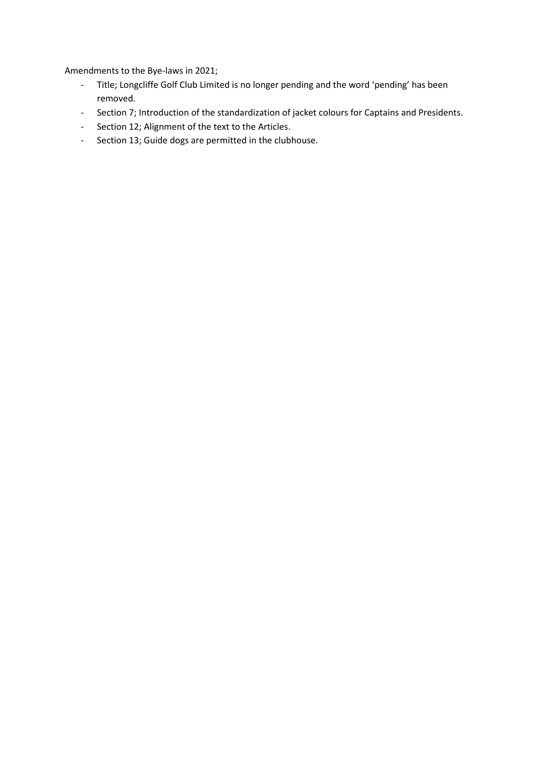Amendments to the Bye-laws in 2021;

- Title; Longcliffe Golf Club Limited is no longer pending and the word 'pending' has been removed.
- Section 7; Introduction of the standardization of jacket colours for Captains and Presidents.
- Section 12; Alignment of the text to the Articles.
- Section 13; Guide dogs are permitted in the clubhouse.